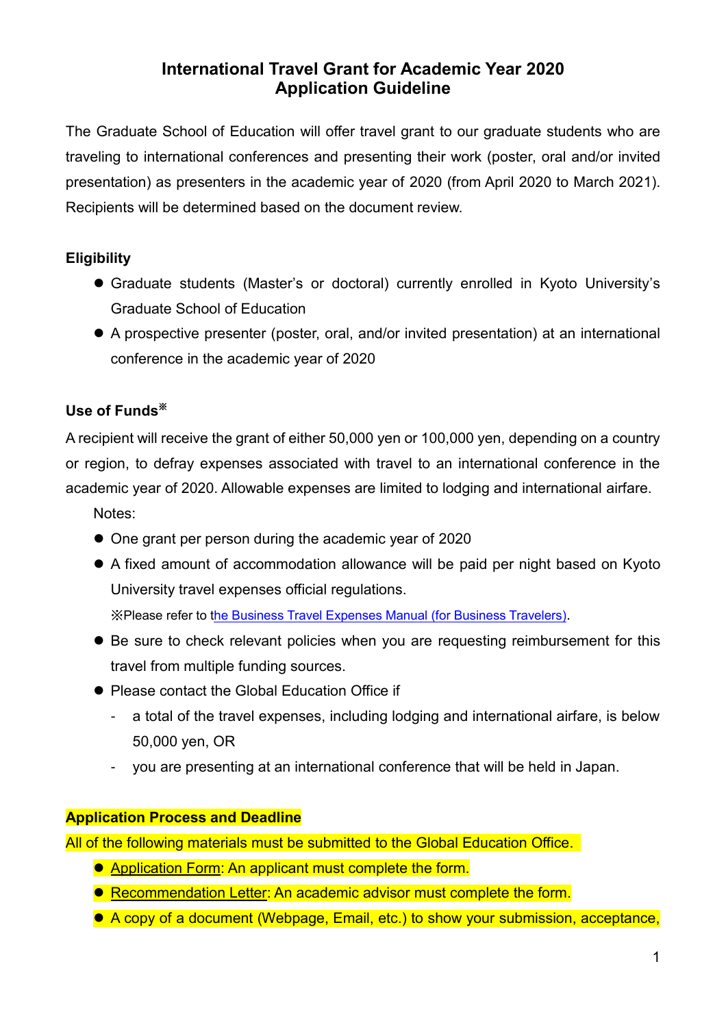# International Travel Grant for Academic Year 2020
# Application Guideline

The Graduate School of Education will offer travel grant to our graduate students who are traveling to international conferences and presenting their work (poster, oral and/or invited presentation) as presenters in the academic year of 2020 (from April 2020 to March 2021). Recipients will be determined based on the document review.

**Eligibility**

- Graduate students (Master's or doctoral) currently enrolled in Kyoto University's Graduate School of Education
- A prospective presenter (poster, oral, and/or invited presentation) at an international conference in the academic year of 2020

**Use of Funds**※

A recipient will receive the grant of either 50,000 yen or 100,000 yen, depending on a country or region, to defray expenses associated with travel to an international conference in the academic year of 2020. Allowable expenses are limited to lodging and international airfare.

Notes:

- One grant per person during the academic year of 2020
- A fixed amount of accommodation allowance will be paid per night based on Kyoto University travel expenses official regulations.

  ※Please refer to the Business Travel Expenses Manual (for Business Travelers).
- Be sure to check relevant policies when you are requesting reimbursement for this travel from multiple funding sources.
- Please contact the Global Education Office if
  - a total of the travel expenses, including lodging and international airfare, is below 50,000 yen, OR
  - you are presenting at an international conference that will be held in Japan.

**Application Process and Deadline**

All of the following materials must be submitted to the Global Education Office.

- Application Form: An applicant must complete the form.
- Recommendation Letter: An academic advisor must complete the form.
- A copy of a document (Webpage, Email, etc.) to show your submission, acceptance,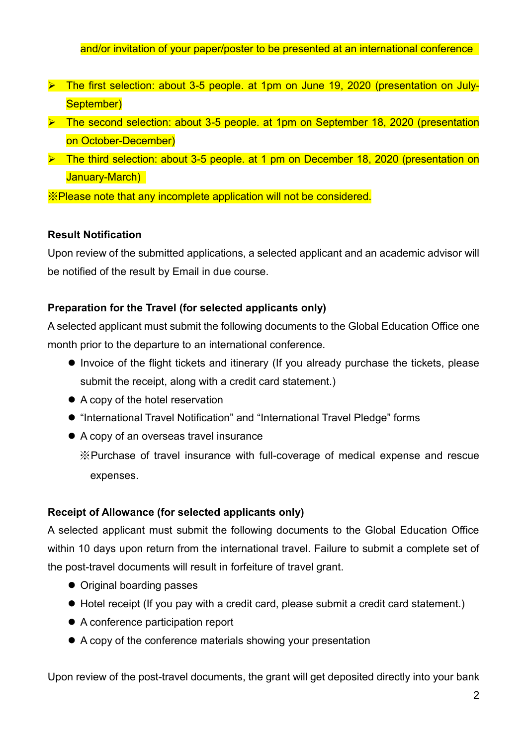and/or invitation of your paper/poster to be presented at an international conference

- The first selection: about 3-5 people. at 1pm on June 19, 2020 (presentation on July-September)
- The second selection: about 3-5 people. at 1pm on September 18, 2020 (presentation on October-December)
- The third selection: about 3-5 people. at 1 pm on December 18, 2020 (presentation on January-March)

※Please note that any incomplete application will not be considered.

**Result Notification**

Upon review of the submitted applications, a selected applicant and an academic advisor will be notified of the result by Email in due course.

**Preparation for the Travel (for selected applicants only)**

A selected applicant must submit the following documents to the Global Education Office one month prior to the departure to an international conference.

- Invoice of the flight tickets and itinerary (If you already purchase the tickets, please submit the receipt, along with a credit card statement.)
- A copy of the hotel reservation
- "International Travel Notification" and "International Travel Pledge" forms
- A copy of an overseas travel insurance
  ※Purchase of travel insurance with full-coverage of medical expense and rescue expenses.

**Receipt of Allowance (for selected applicants only)**

A selected applicant must submit the following documents to the Global Education Office within 10 days upon return from the international travel. Failure to submit a complete set of the post-travel documents will result in forfeiture of travel grant.

- Original boarding passes
- Hotel receipt (If you pay with a credit card, please submit a credit card statement.)
- A conference participation report
- A copy of the conference materials showing your presentation

Upon review of the post-travel documents, the grant will get deposited directly into your bank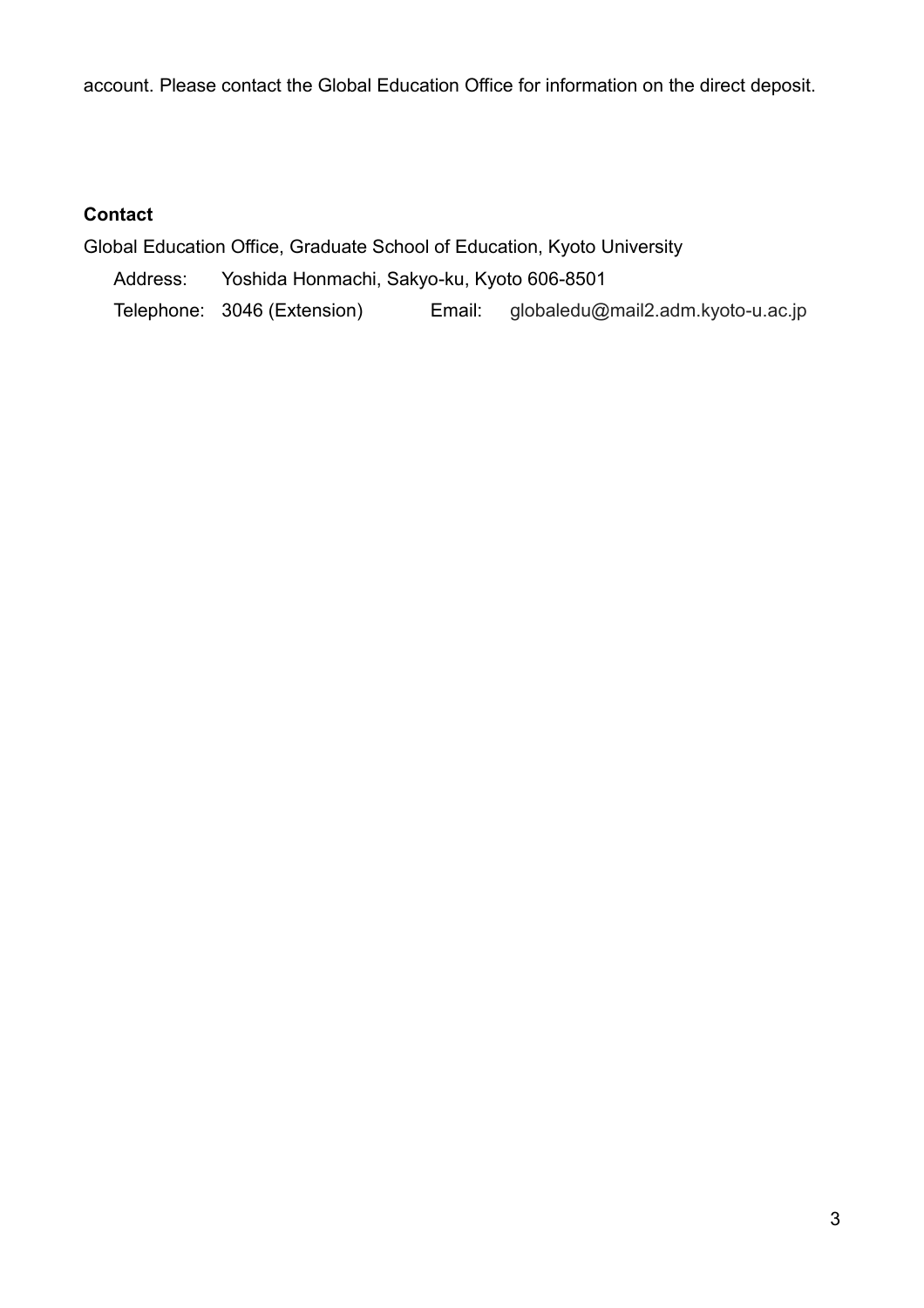account. Please contact the Global Education Office for information on the direct deposit.

**Contact**

Global Education Office, Graduate School of Education, Kyoto University

Address: Yoshida Honmachi, Sakyo-ku, Kyoto 606-8501

Telephone: 3046 (Extension) Email: globaledu@mail2.adm.kyoto-u.ac.jp